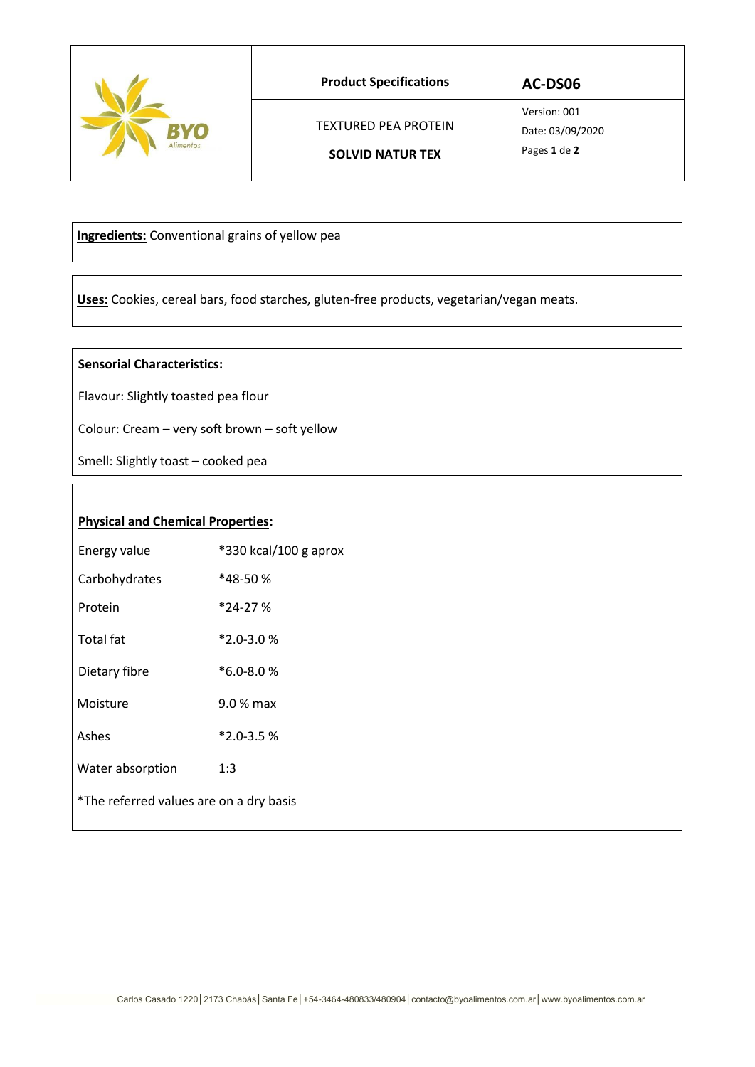| | Product Specifications | AC-DS06 |
|---|---|---|
| BYO Alimentos | TEXTURED PEA PROTEIN<br>**SOLVID NATUR TEX** | Version: 001<br>Date: 03/09/2020<br>Pages **1** de **2** |

**Ingredients:** Conventional grains of yellow pea

**Uses:** Cookies, cereal bars, food starches, gluten-free products, vegetarian/vegan meats.

**Sensorial Characteristics:**

Flavour: Slightly toasted pea flour

Colour: Cream – very soft brown – soft yellow

Smell: Slightly toast – cooked pea

**Physical and Chemical Properties:**

| | |
|---|---|
| Energy value | *330 kcal/100 g aprox |
| Carbohydrates | *48-50 % |
| Protein | *24-27 % |
| Total fat | *2.0-3.0 % |
| Dietary fibre | *6.0-8.0 % |
| Moisture | 9.0 % max |
| Ashes | *2.0-3.5 % |
| Water absorption | 1:3 |

*The referred values are on a dry basis

Carlos Casado 1220 | 2173 Chabás | Santa Fe | +54-3464-480833/480904 | contacto@byoalimentos.com.ar | www.byoalimentos.com.ar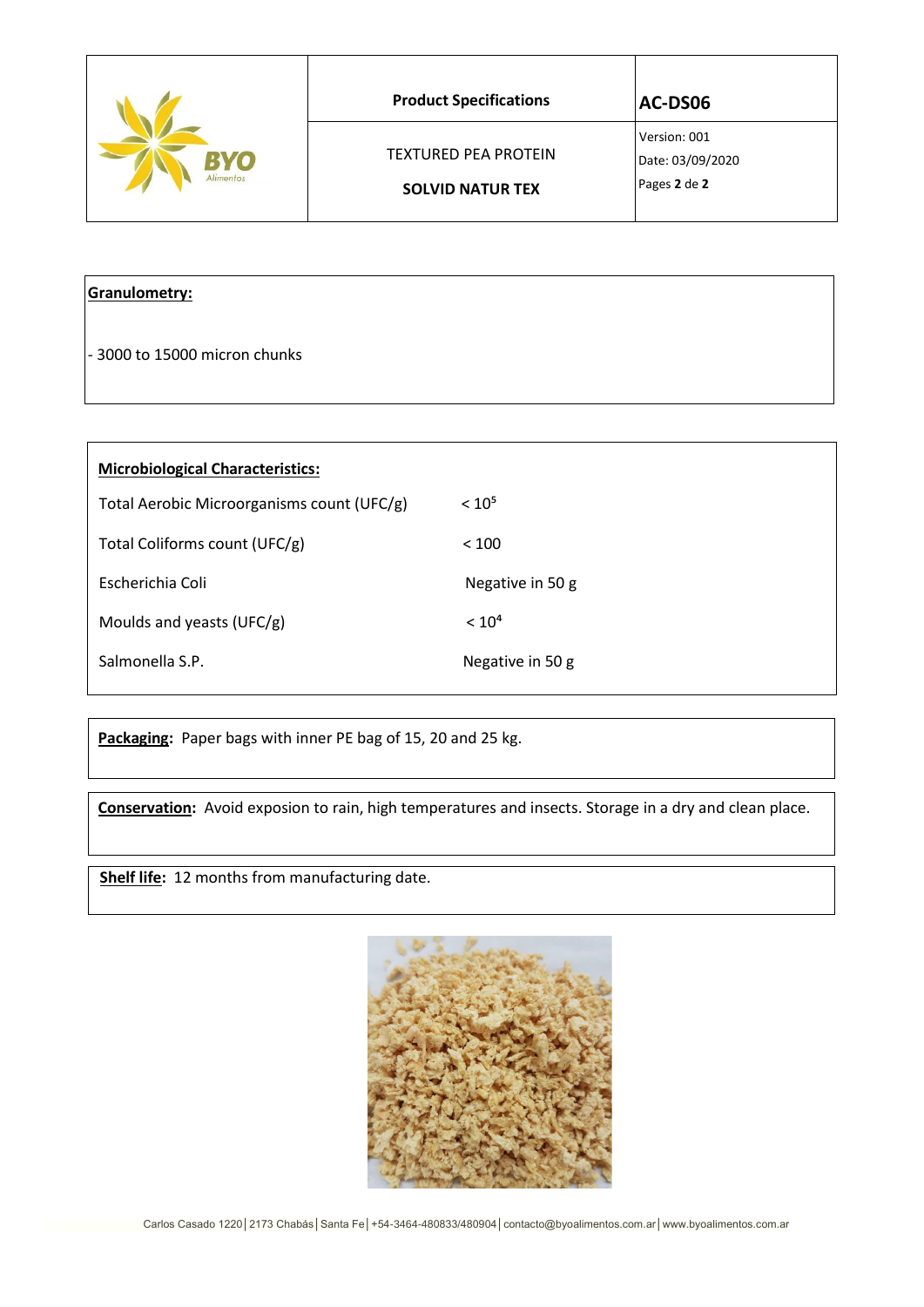**Granulometry:**

- 3000 to 15000 micron chunks

**Microbiological Characteristics:**

| | |
|---|---|
| Total Aerobic Microorganisms count (UFC/g) | $< 10^5$ |
| Total Coliforms count (UFC/g) | < 100 |
| Escherichia Coli | Negative in 50 g |
| Moulds and yeasts (UFC/g) | $< 10^4$ |
| Salmonella S.P. | Negative in 50 g |

**Packaging:** Paper bags with inner PE bag of 15, 20 and 25 kg.

**Conservation:** Avoid exposion to rain, high temperatures and insects. Storage in a dry and clean place.

**Shelf life:** 12 months from manufacturing date.

Carlos Casado 1220 | 2173 Chabás | Santa Fe | +54-3464-480833/480904 | contacto@byoalimentos.com.ar | www.byoalimentos.com.ar